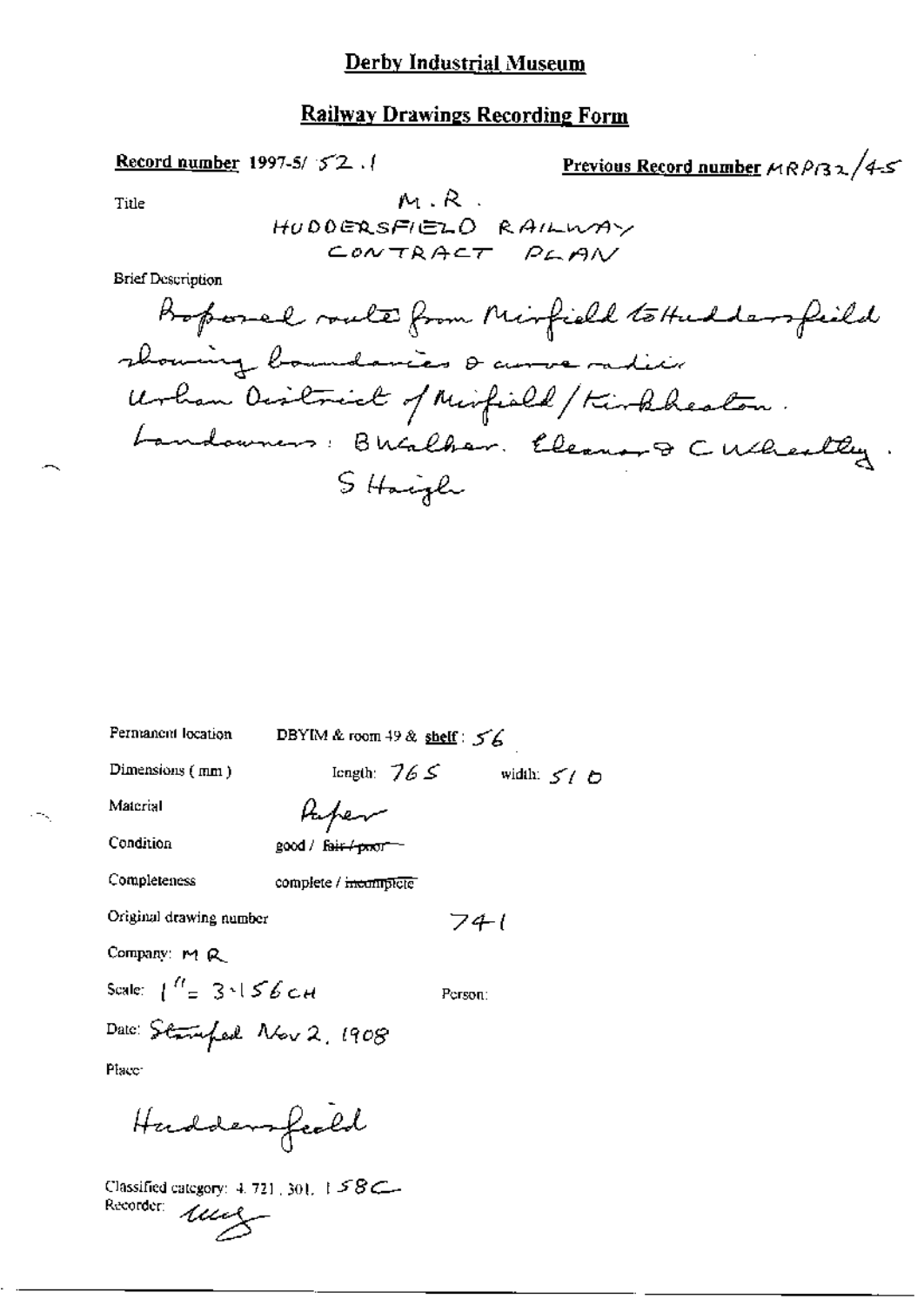# Derby Industrial Museum

## Railway Drawings Recording Form

**Record number** 1997-5/ 52.1

**Previous Record number** MRP132/45

Title: M.R.
HUDDERSFIELD RAILWAY
CONTRACT PLAN

Brief Description:
Proposed route from Mirfield to Huddersfield showing boundaries & curve radii
Urban District of Mirfield/Kirkheaton.
Landowners: B Walker. Eleanor & C Wheatley.
S Haigh

Permanent location: DBYIM & room 49 & shelf: 56

Dimensions (mm): length: 765 width: 510

Material: Paper

Condition: good / ~~fair / poor~~

Completeness: complete / ~~incomplete~~

Original drawing number: 741

Company: M R

Scale: 1" = 3·156 CH

Person:

Date: Stamped Nov 2, 1908

Place:
Huddersfield

Classified category: 4.721, 301, 158C

Recorder: [signature]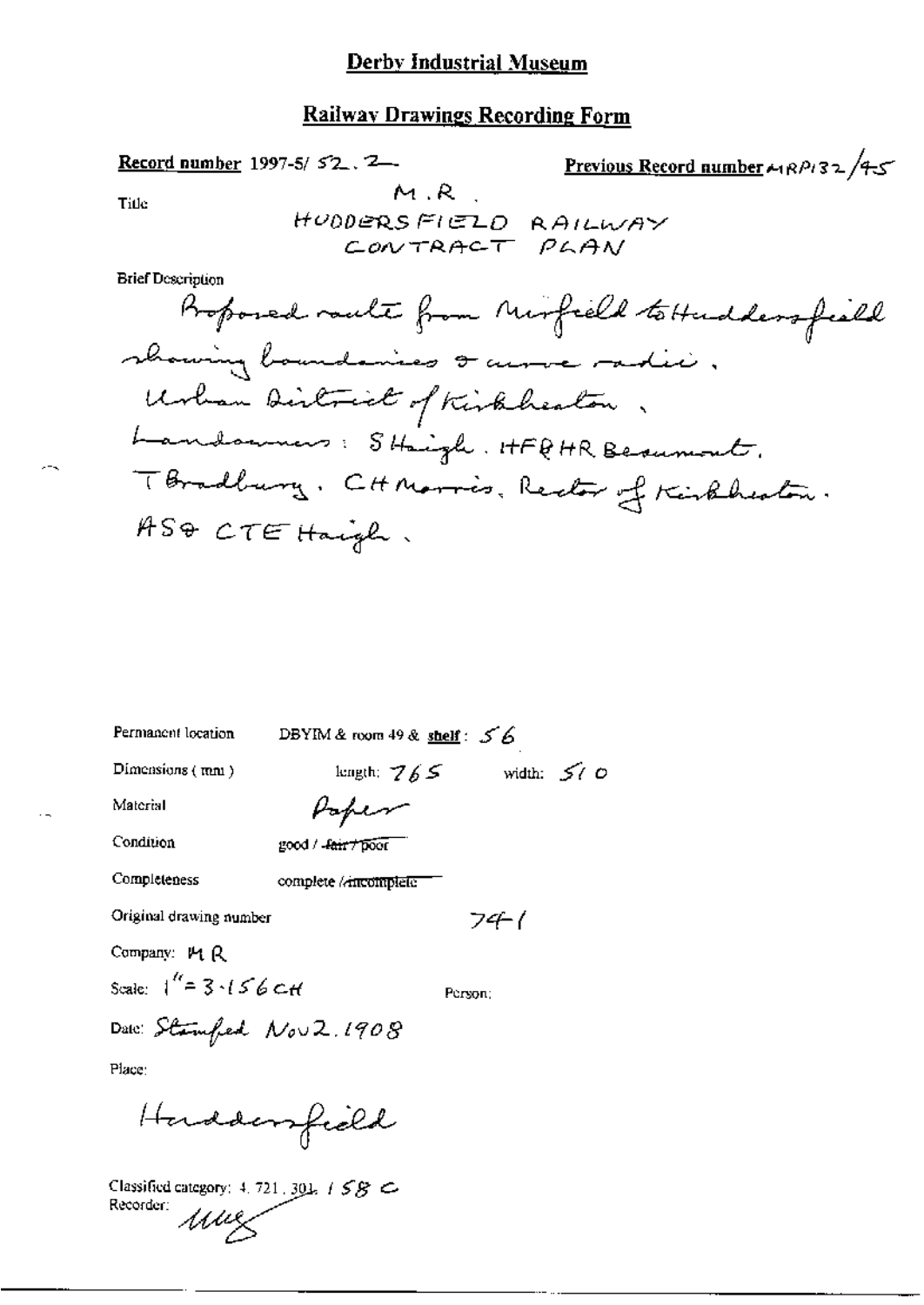# Derby Industrial Museum

## Railway Drawings Recording Form

**Record number** 1997-5/ 52. 2 **Previous Record number** MRP132/45

Title M.R.
HUDDERSFIELD RAILWAY
CONTRACT PLAN

Brief Description

Proposed route from Mirfield to Huddersfield showing boundaries & curve radii. Urban District of Kirkheaton. Landowners: S Haigh. HF&HR Beaumont. T Bradbury. CH Morris, Rector of Kirkheaton. AS & CTE Haigh.

Permanent location DBYIM & room 49 & **shelf**: 56

Dimensions (mm) length: 765 width: 510

Material Paper

Condition good / ~~fair / poor~~

Completeness complete / ~~incomplete~~

Original drawing number 741

Company: MR

Scale: 1" = 3.156 CH

Person:

Date: Stamped Nov 2. 1908

Place:

Huddersfield

Classified category: 4. 721. 301. 158 C

Recorder: MMG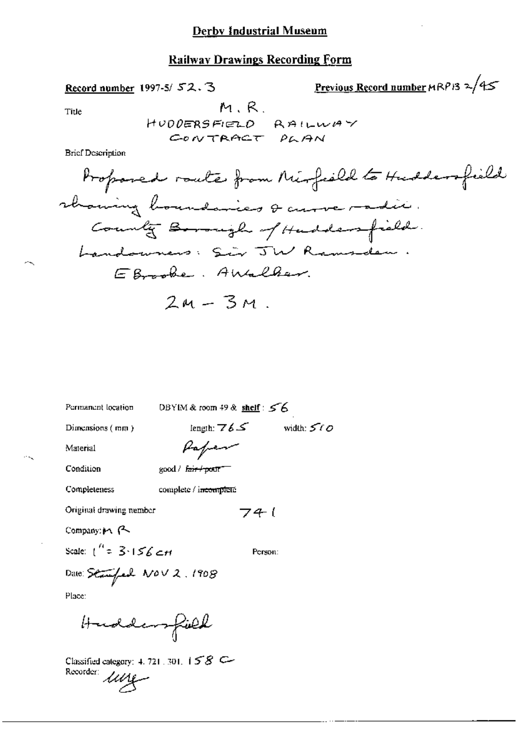## Derby Industrial Museum

### Railway Drawings Recording Form

**Record number** 1997-5/ 52.3

**Previous Record number** MRP13 2/45

Title

M.R.
HUDDERSFIELD RAILWAY
CONTRACT PLAN

Brief Description

Proposed route from Mirfield to Huddersfield showing boundaries & curve radii.
County Borough of Huddersfield.
Landowners: Sir JW Ramsden.
E Brooke. A Walker.

2M – 3M.

Permanent location DBYIM & room 49 & **shelf**: 56

Dimensions (mm) length: 765 width: 510

Material Paper

Condition good / ~~fair / poor~~

Completeness complete / ~~incomplete~~

Original drawing number 741

Company: M R

Scale: 1" = 3.156 CH

Person:

Date: Stamped NOV 2, 1908

Place:

Huddersfield

Classified category: 4.721.301. 158 C

Recorder: lllg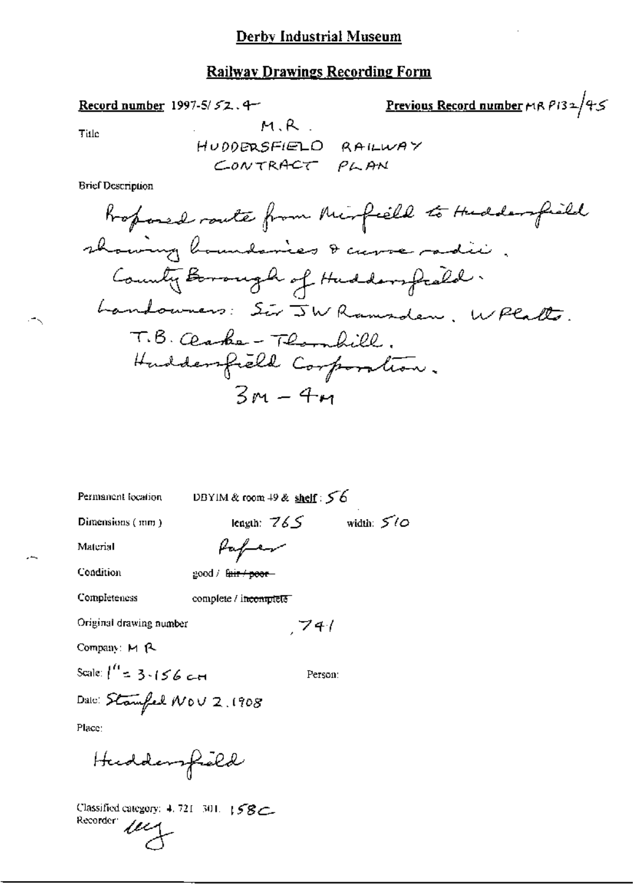# Derby Industrial Museum

## Railway Drawings Recording Form

**Record number** 1997-5/ 52.4 **Previous Record number** MR P132/45

Title M.R.
HUDDERSFIELD RAILWAY
CONTRACT PLAN

Brief Description

Proposed route from Mirfield to Huddersfield showing boundaries & curve radii.
County Borough of Huddersfield.
Landowners: Sir JW Ramsden, W Platts.
T.B. Clarke - Thornhill.
Huddersfield Corporation.
3M - 4M

Permanent location DBYIM & room 49 & **shelf**: 56

Dimensions (mm) length: 765 width: 510

Material Paper

Condition good / ~~fair / poor~~

Completeness complete / ~~incomplete~~

Original drawing number 741

Company: M R

Scale: 1" = 3.156 CH Person:

Date: Stamped NOV 2.1908

Place:

Huddersfield

Classified category: 4.721.301. 158C
Recorder: lcg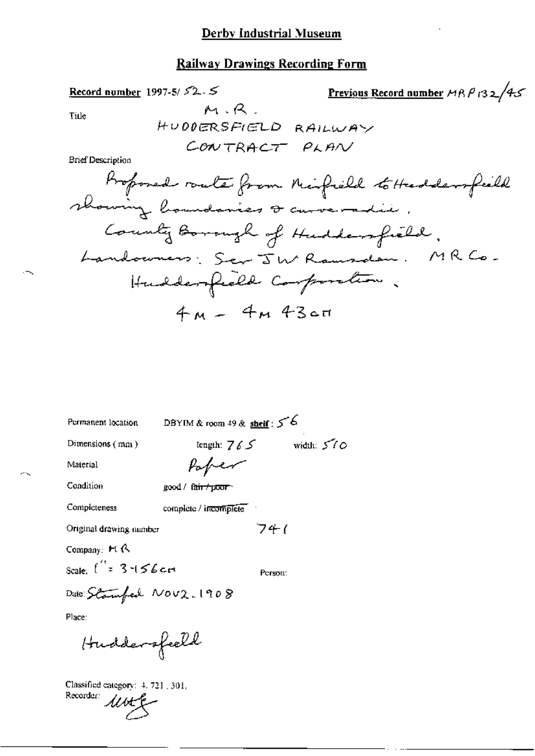## Derby Industrial Museum

### Railway Drawings Recording Form

**Record number** 1997-5/ 52 . 5 **Previous Record number** MRP132/45

Title
M.R.
HUDDERSFIELD RAILWAY
CONTRACT PLAN

Brief Description
Proposed route from Mirfield to Huddersfield showing boundaries & curve radii.
County Borough of Huddersfield.
Landowners: Sir J W Ramsden. M R Co.
Huddersfield Corporation.
4M – 4M 43CH

Permanent location DBYIM & room 49 & **shelf**: 56

Dimensions (mm) length: 765 width: 510

Material Paper

Condition good / ~~fair / poor~~

Completeness complete / ~~incomplete~~

Original drawing number 741

Company: MR

Scale: 1" = 3·156CH Person:

Date: Stamped NOV 2. 1908

Place:
Huddersfield

Classified category: 4. 721. 301.
Recorder: MW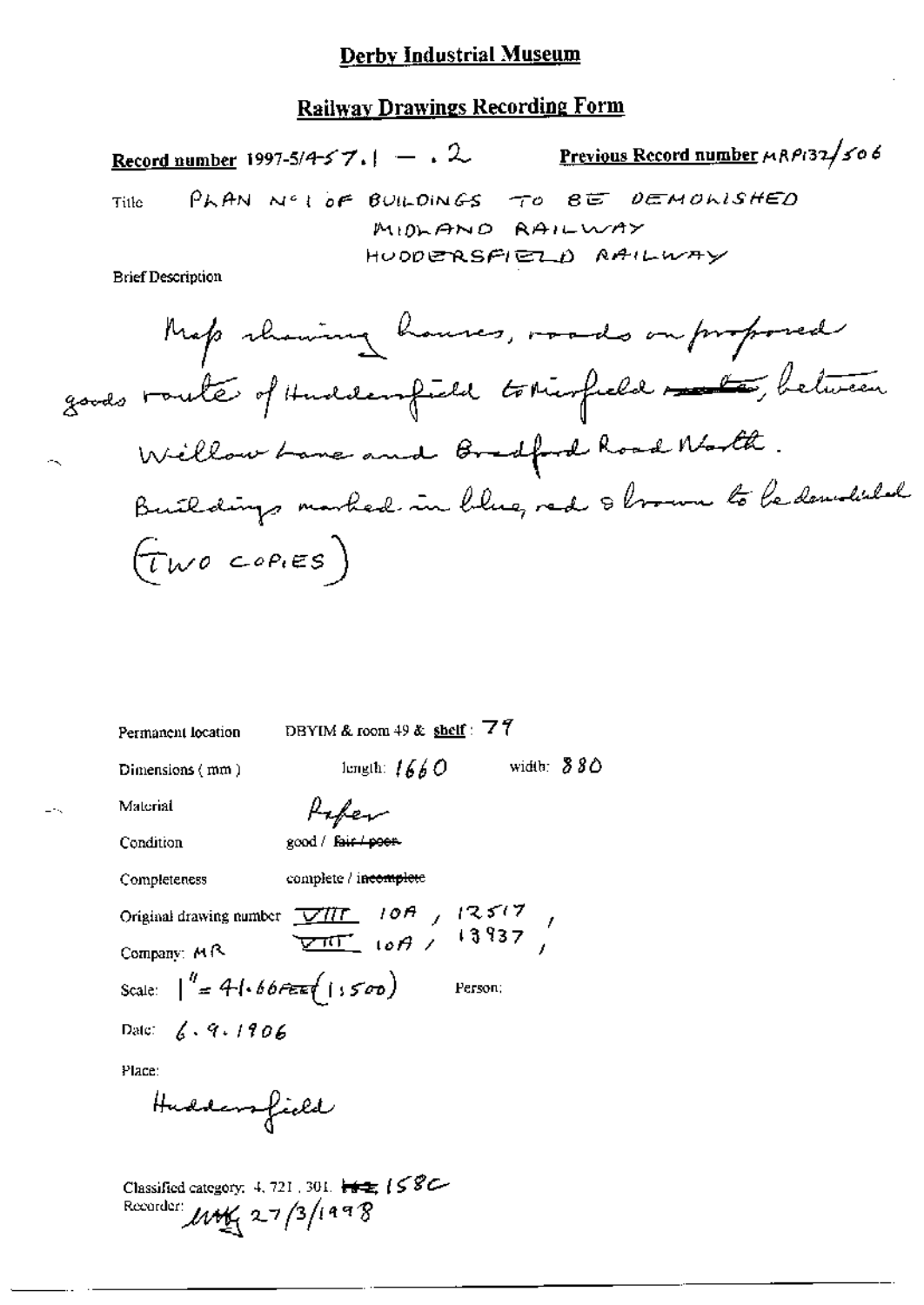# Derby Industrial Museum

## Railway Drawings Recording Form

**Record number** 1997-5/457.1 — .2 **Previous Record number** MRP132/506

Title PLAN No 1 OF BUILDINGS TO BE DEMOLISHED
MIDLAND RAILWAY
HUDDERSFIELD RAILWAY

Brief Description

Map showing houses, roads on proposed goods route of Huddersfield to Mirfield ~~route~~, between Willow Lane and Bradford Road North.
Buildings marked in blue, red & brown to be demolished
(TWO COPIES)

Permanent location DBYIM & room 49 & shelf: 79

Dimensions (mm) length: 1660 width: 880

Material Paper

Condition good / ~~fair / poor~~

Completeness complete / ~~incomplete~~

Original drawing number VIII 10A, 12517,
VIII 10A / 13937,

Company: MR

Scale: 1" = 41.66FEET (1:500) Person:

Date: 6.9.1906

Place:

Huddersfield

Classified category: 4, 721, 301, ~~H12~~ 158C
Recorder: MAK 27/3/1998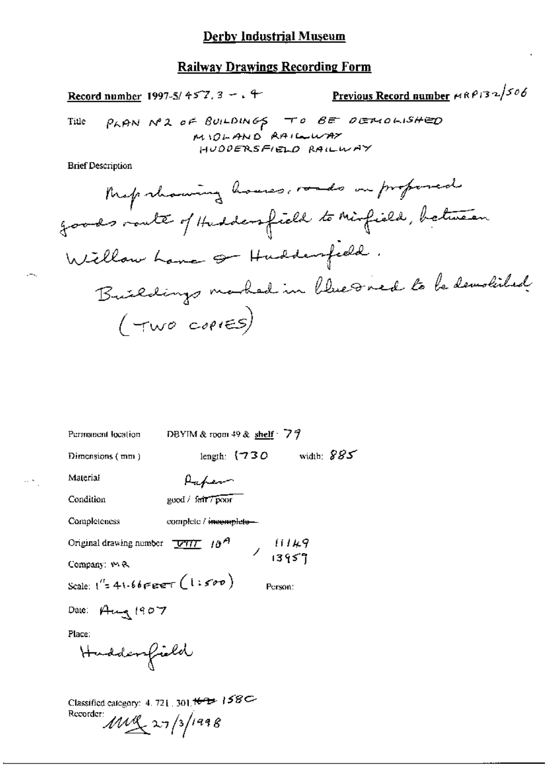# Derby Industrial Museum

## Railway Drawings Recording Form

**Record number** 1997-5/ 457. 3 - . 4 **Previous Record number** MRP132/506

Title PLAN Nº2 OF BUILDINGS TO BE DEMOLISHED MIDLAND RAILWAY HUDDERSFIELD RAILWAY

Brief Description

Map showing houses, roads on proposed goods route of Huddersfield to Mirfield, between Willow Lane & Huddersfield.
Buildings marked in blue & red to be demolished.
(TWO COPIES)

Permanent location DBYIM & room 49 & shelf : 79

Dimensions (mm) length: 1730 width: 885

Material Paper

Condition good / ~~fair / poor~~

Completeness complete / ~~incomplete~~

Original drawing number VIII 10A , 11149 13959

Company: MR

Scale: 1" = 41.66 FEET (1:500) Person:

Date: Aug 1907

Place:
Huddersfield

Classified category: 4. 721. 301. ~~16B~~ 158C

Recorder: MU 27/3/1998